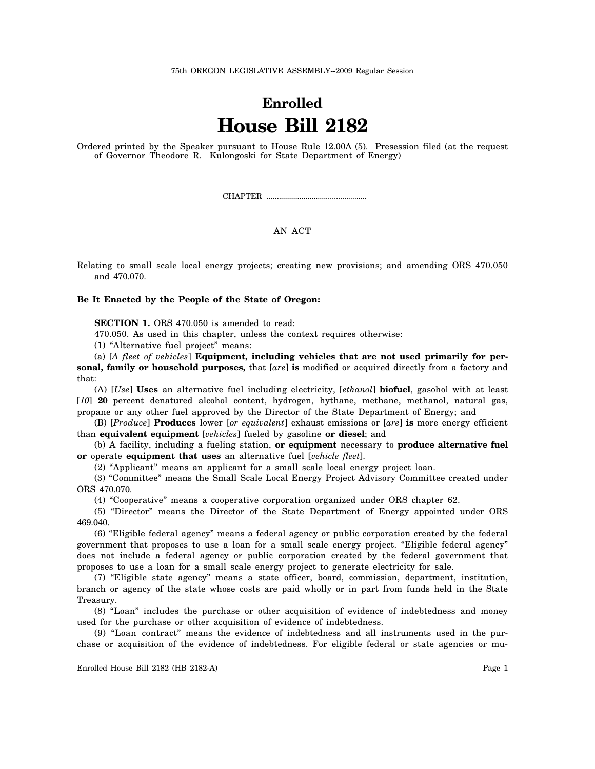75th OREGON LEGISLATIVE ASSEMBLY--2009 Regular Session

# Enrolled

# House Bill 2182

Ordered printed by the Speaker pursuant to House Rule 12.00A (5). Presession filed (at the request of Governor Theodore R. Kulongoski for State Department of Energy)

CHAPTER .................................................

AN ACT

Relating to small scale local energy projects; creating new provisions; and amending ORS 470.050 and 470.070.

**Be It Enacted by the People of the State of Oregon:**

**SECTION 1.** ORS 470.050 is amended to read:

470.050. As used in this chapter, unless the context requires otherwise:

(1) "Alternative fuel project" means:

(a) [*A fleet of vehicles*] **Equipment, including vehicles that are not used primarily for personal, family or household purposes,** that [*are*] **is** modified or acquired directly from a factory and that:

(A) [*Use*] **Uses** an alternative fuel including electricity, [*ethanol*] **biofuel**, gasohol with at least [*10*] **20** percent denatured alcohol content, hydrogen, hythane, methane, methanol, natural gas, propane or any other fuel approved by the Director of the State Department of Energy; and

(B) [*Produce*] **Produces** lower [*or equivalent*] exhaust emissions or [*are*] **is** more energy efficient than **equivalent equipment** [*vehicles*] fueled by gasoline **or diesel**; and

(b) A facility, including a fueling station, **or equipment** necessary to **produce alternative fuel or** operate **equipment that uses** an alternative fuel [*vehicle fleet*].

(2) "Applicant" means an applicant for a small scale local energy project loan.

(3) "Committee" means the Small Scale Local Energy Project Advisory Committee created under ORS 470.070.

(4) "Cooperative" means a cooperative corporation organized under ORS chapter 62.

(5) "Director" means the Director of the State Department of Energy appointed under ORS 469.040.

(6) "Eligible federal agency" means a federal agency or public corporation created by the federal government that proposes to use a loan for a small scale energy project. "Eligible federal agency" does not include a federal agency or public corporation created by the federal government that proposes to use a loan for a small scale energy project to generate electricity for sale.

(7) "Eligible state agency" means a state officer, board, commission, department, institution, branch or agency of the state whose costs are paid wholly or in part from funds held in the State Treasury.

(8) "Loan" includes the purchase or other acquisition of evidence of indebtedness and money used for the purchase or other acquisition of evidence of indebtedness.

(9) "Loan contract" means the evidence of indebtedness and all instruments used in the purchase or acquisition of the evidence of indebtedness. For eligible federal or state agencies or mu-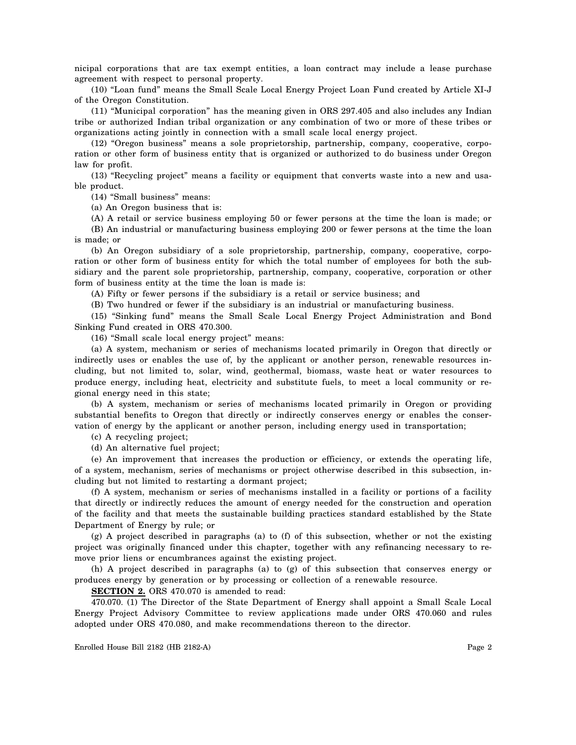nicipal corporations that are tax exempt entities, a loan contract may include a lease purchase agreement with respect to personal property.

(10) "Loan fund" means the Small Scale Local Energy Project Loan Fund created by Article XI-J of the Oregon Constitution.

(11) "Municipal corporation" has the meaning given in ORS 297.405 and also includes any Indian tribe or authorized Indian tribal organization or any combination of two or more of these tribes or organizations acting jointly in connection with a small scale local energy project.

(12) "Oregon business" means a sole proprietorship, partnership, company, cooperative, corporation or other form of business entity that is organized or authorized to do business under Oregon law for profit.

(13) "Recycling project" means a facility or equipment that converts waste into a new and usable product.

(14) "Small business" means:

(a) An Oregon business that is:

(A) A retail or service business employing 50 or fewer persons at the time the loan is made; or

(B) An industrial or manufacturing business employing 200 or fewer persons at the time the loan is made; or

(b) An Oregon subsidiary of a sole proprietorship, partnership, company, cooperative, corporation or other form of business entity for which the total number of employees for both the subsidiary and the parent sole proprietorship, partnership, company, cooperative, corporation or other form of business entity at the time the loan is made is:

(A) Fifty or fewer persons if the subsidiary is a retail or service business; and

(B) Two hundred or fewer if the subsidiary is an industrial or manufacturing business.

(15) "Sinking fund" means the Small Scale Local Energy Project Administration and Bond Sinking Fund created in ORS 470.300.

(16) "Small scale local energy project" means:

(a) A system, mechanism or series of mechanisms located primarily in Oregon that directly or indirectly uses or enables the use of, by the applicant or another person, renewable resources including, but not limited to, solar, wind, geothermal, biomass, waste heat or water resources to produce energy, including heat, electricity and substitute fuels, to meet a local community or regional energy need in this state;

(b) A system, mechanism or series of mechanisms located primarily in Oregon or providing substantial benefits to Oregon that directly or indirectly conserves energy or enables the conservation of energy by the applicant or another person, including energy used in transportation;

(c) A recycling project;

(d) An alternative fuel project;

(e) An improvement that increases the production or efficiency, or extends the operating life, of a system, mechanism, series of mechanisms or project otherwise described in this subsection, including but not limited to restarting a dormant project;

(f) A system, mechanism or series of mechanisms installed in a facility or portions of a facility that directly or indirectly reduces the amount of energy needed for the construction and operation of the facility and that meets the sustainable building practices standard established by the State Department of Energy by rule; or

(g) A project described in paragraphs (a) to (f) of this subsection, whether or not the existing project was originally financed under this chapter, together with any refinancing necessary to remove prior liens or encumbrances against the existing project.

(h) A project described in paragraphs (a) to (g) of this subsection that conserves energy or produces energy by generation or by processing or collection of a renewable resource.

**SECTION 2.** ORS 470.070 is amended to read:

470.070. (1) The Director of the State Department of Energy shall appoint a Small Scale Local Energy Project Advisory Committee to review applications made under ORS 470.060 and rules adopted under ORS 470.080, and make recommendations thereon to the director.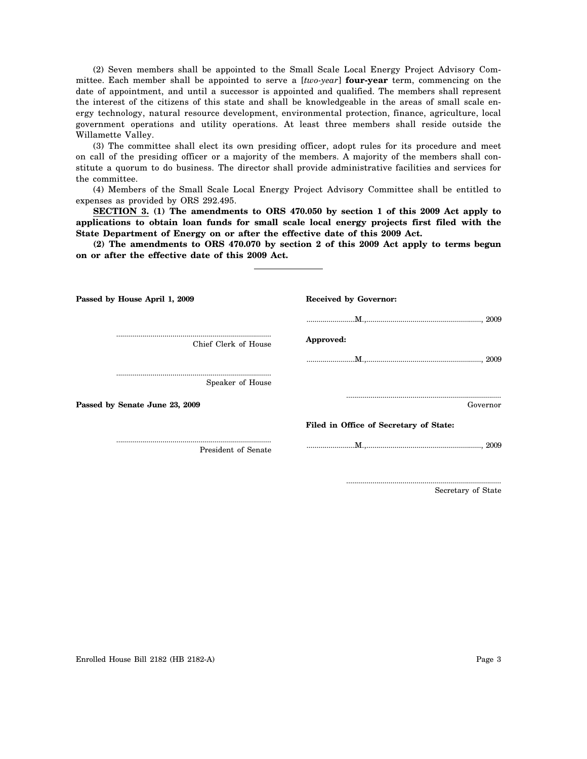(2) Seven members shall be appointed to the Small Scale Local Energy Project Advisory Committee. Each member shall be appointed to serve a [*two-year*] **four-year** term, commencing on the date of appointment, and until a successor is appointed and qualified. The members shall represent the interest of the citizens of this state and shall be knowledgeable in the areas of small scale energy technology, natural resource development, environmental protection, finance, agriculture, local government operations and utility operations. At least three members shall reside outside the Willamette Valley.

(3) The committee shall elect its own presiding officer, adopt rules for its procedure and meet on call of the presiding officer or a majority of the members. A majority of the members shall constitute a quorum to do business. The director shall provide administrative facilities and services for the committee.

(4) Members of the Small Scale Local Energy Project Advisory Committee shall be entitled to expenses as provided by ORS 292.495.

**SECTION 3. (1) The amendments to ORS 470.050 by section 1 of this 2009 Act apply to applications to obtain loan funds for small scale local energy projects first filed with the State Department of Energy on or after the effective date of this 2009 Act.**

**(2) The amendments to ORS 470.070 by section 2 of this 2009 Act apply to terms begun on or after the effective date of this 2009 Act.**

---

**Passed by House April 1, 2009**

............................................................................
Chief Clerk of House

............................................................................
Speaker of House

**Passed by Senate June 23, 2009**

............................................................................
President of Senate

**Received by Governor:**

........................M.,........................................................., 2009

**Approved:**

........................M.,........................................................., 2009

............................................................................
Governor

**Filed in Office of Secretary of State:**

........................M.,........................................................., 2009

............................................................................
Secretary of State

Enrolled House Bill 2182 (HB 2182-A)